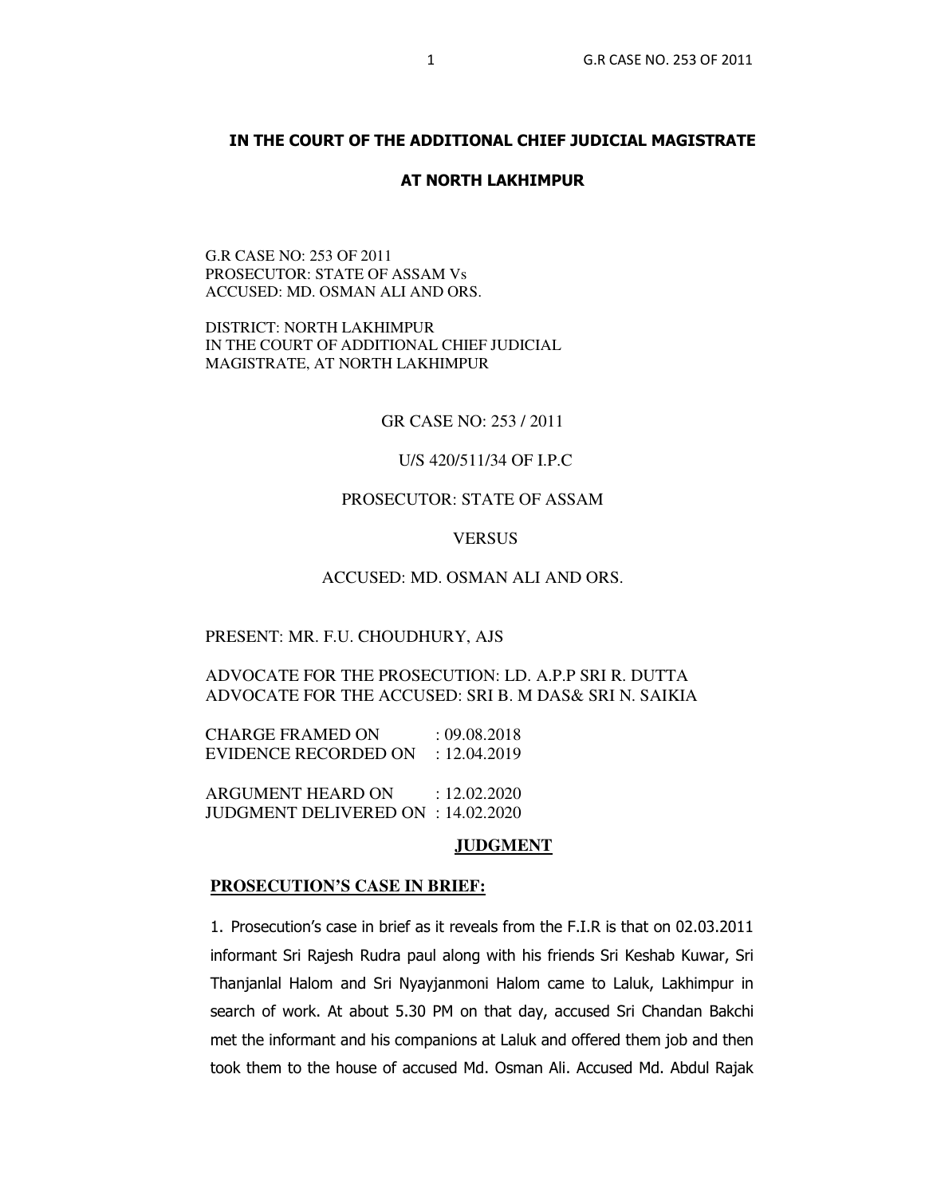## IN THE COURT OF THE ADDITIONAL CHIEF JUDICIAL MAGISTRATE

## AT NORTH LAKHIMPUR

G.R CASE NO: 253 OF 2011
PROSECUTOR: STATE OF ASSAM Vs
ACCUSED: MD. OSMAN ALI AND ORS.

DISTRICT: NORTH LAKHIMPUR
IN THE COURT OF ADDITIONAL CHIEF JUDICIAL
MAGISTRATE, AT NORTH LAKHIMPUR

GR CASE NO: 253 / 2011

U/S 420/511/34 OF I.P.C

PROSECUTOR: STATE OF ASSAM

VERSUS

ACCUSED: MD. OSMAN ALI AND ORS.

PRESENT: MR. F.U. CHOUDHURY, AJS

ADVOCATE FOR THE PROSECUTION: LD. A.P.P SRI R. DUTTA
ADVOCATE FOR THE ACCUSED: SRI B. M DAS& SRI N. SAIKIA

CHARGE FRAMED ON : 09.08.2018
EVIDENCE RECORDED ON : 12.04.2019

ARGUMENT HEARD ON : 12.02.2020
JUDGMENT DELIVERED ON : 14.02.2020

## JUDGMENT

### PROSECUTION'S CASE IN BRIEF:

1. Prosecution's case in brief as it reveals from the F.I.R is that on 02.03.2011 informant Sri Rajesh Rudra paul along with his friends Sri Keshab Kuwar, Sri Thanjanlal Halom and Sri Nyayjanmoni Halom came to Laluk, Lakhimpur in search of work. At about 5.30 PM on that day, accused Sri Chandan Bakchi met the informant and his companions at Laluk and offered them job and then took them to the house of accused Md. Osman Ali. Accused Md. Abdul Rajak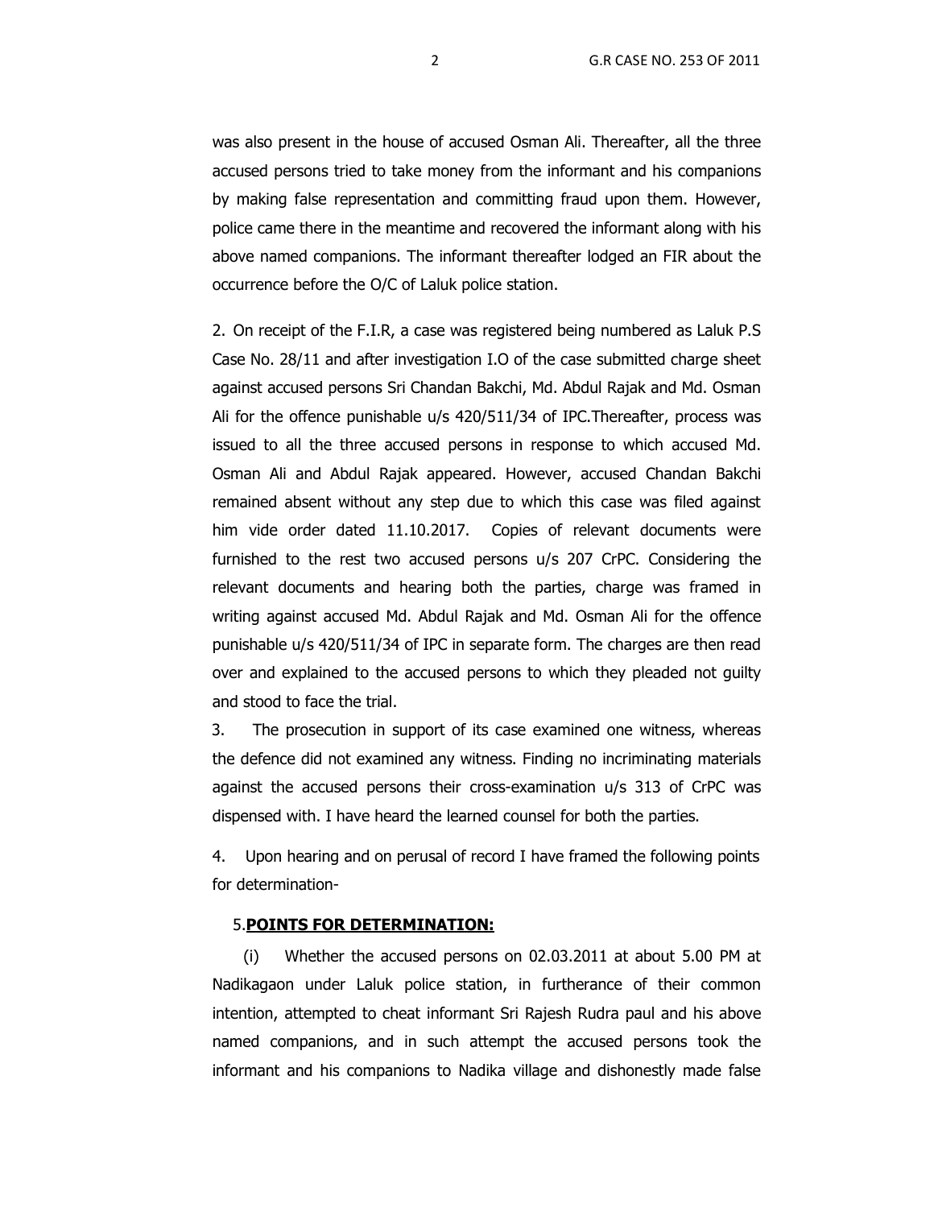was also present in the house of accused Osman Ali. Thereafter, all the three accused persons tried to take money from the informant and his companions by making false representation and committing fraud upon them. However, police came there in the meantime and recovered the informant along with his above named companions. The informant thereafter lodged an FIR about the occurrence before the O/C of Laluk police station.

2. On receipt of the F.I.R, a case was registered being numbered as Laluk P.S Case No. 28/11 and after investigation I.O of the case submitted charge sheet against accused persons Sri Chandan Bakchi, Md. Abdul Rajak and Md. Osman Ali for the offence punishable u/s 420/511/34 of IPC.Thereafter, process was issued to all the three accused persons in response to which accused Md. Osman Ali and Abdul Rajak appeared. However, accused Chandan Bakchi remained absent without any step due to which this case was filed against him vide order dated 11.10.2017. Copies of relevant documents were furnished to the rest two accused persons u/s 207 CrPC. Considering the relevant documents and hearing both the parties, charge was framed in writing against accused Md. Abdul Rajak and Md. Osman Ali for the offence punishable u/s 420/511/34 of IPC in separate form. The charges are then read over and explained to the accused persons to which they pleaded not guilty and stood to face the trial.

3. The prosecution in support of its case examined one witness, whereas the defence did not examined any witness. Finding no incriminating materials against the accused persons their cross-examination u/s 313 of CrPC was dispensed with. I have heard the learned counsel for both the parties.

4. Upon hearing and on perusal of record I have framed the following points for determination-

5.**POINTS FOR DETERMINATION:**

(i) Whether the accused persons on 02.03.2011 at about 5.00 PM at Nadikagaon under Laluk police station, in furtherance of their common intention, attempted to cheat informant Sri Rajesh Rudra paul and his above named companions, and in such attempt the accused persons took the informant and his companions to Nadika village and dishonestly made false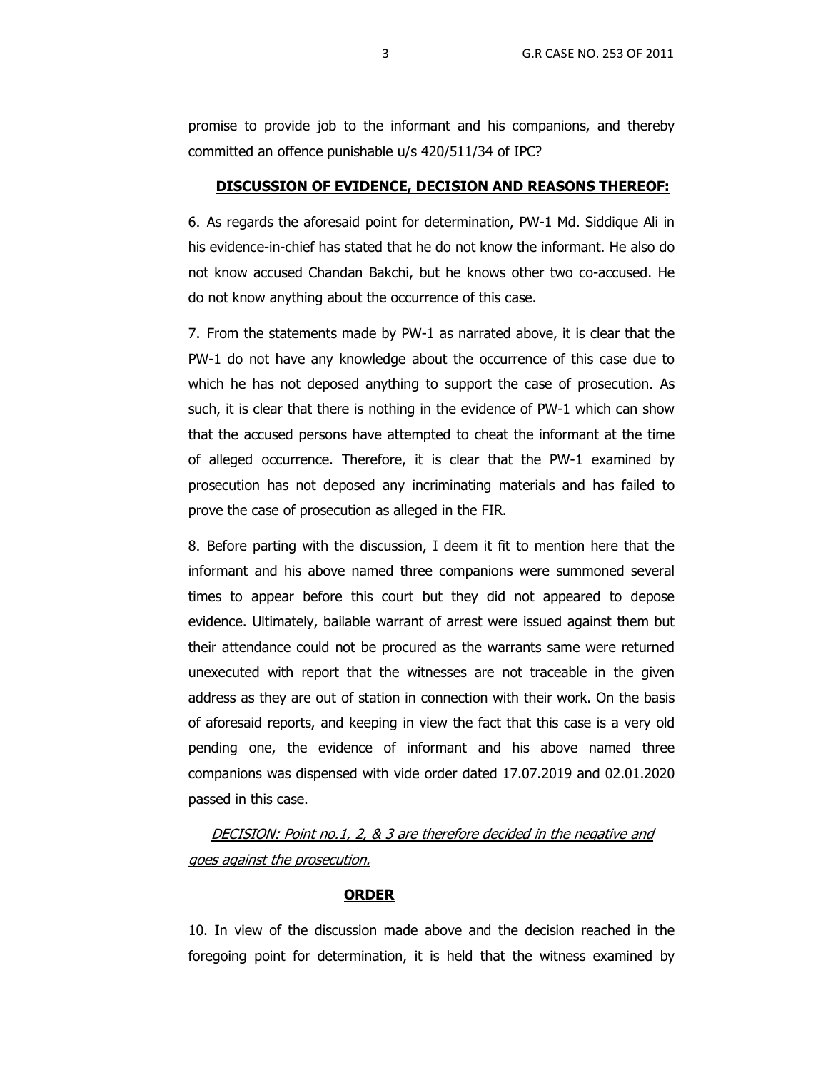promise to provide job to the informant and his companions, and thereby committed an offence punishable u/s 420/511/34 of IPC?

## **DISCUSSION OF EVIDENCE, DECISION AND REASONS THEREOF:**

6. As regards the aforesaid point for determination, PW-1 Md. Siddique Ali in his evidence-in-chief has stated that he do not know the informant. He also do not know accused Chandan Bakchi, but he knows other two co-accused. He do not know anything about the occurrence of this case.

7. From the statements made by PW-1 as narrated above, it is clear that the PW-1 do not have any knowledge about the occurrence of this case due to which he has not deposed anything to support the case of prosecution. As such, it is clear that there is nothing in the evidence of PW-1 which can show that the accused persons have attempted to cheat the informant at the time of alleged occurrence. Therefore, it is clear that the PW-1 examined by prosecution has not deposed any incriminating materials and has failed to prove the case of prosecution as alleged in the FIR.

8. Before parting with the discussion, I deem it fit to mention here that the informant and his above named three companions were summoned several times to appear before this court but they did not appeared to depose evidence. Ultimately, bailable warrant of arrest were issued against them but their attendance could not be procured as the warrants same were returned unexecuted with report that the witnesses are not traceable in the given address as they are out of station in connection with their work. On the basis of aforesaid reports, and keeping in view the fact that this case is a very old pending one, the evidence of informant and his above named three companions was dispensed with vide order dated 17.07.2019 and 02.01.2020 passed in this case.

*DECISION: Point no.1, 2, & 3 are therefore decided in the negative and goes against the prosecution.*

## **ORDER**

10. In view of the discussion made above and the decision reached in the foregoing point for determination, it is held that the witness examined by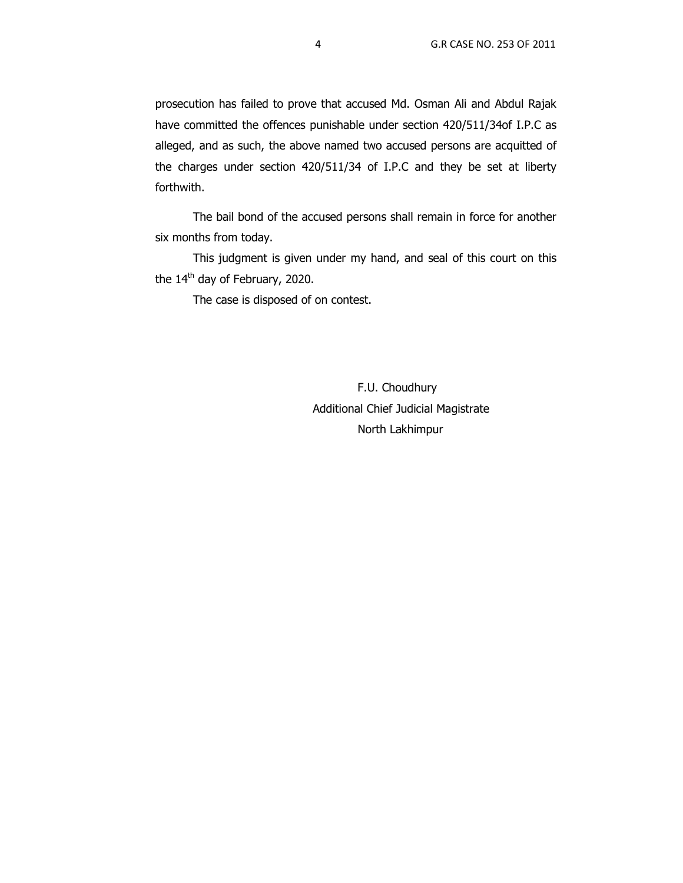prosecution has failed to prove that accused Md. Osman Ali and Abdul Rajak have committed the offences punishable under section 420/511/34of I.P.C as alleged, and as such, the above named two accused persons are acquitted of the charges under section 420/511/34 of I.P.C and they be set at liberty forthwith.

The bail bond of the accused persons shall remain in force for another six months from today.

This judgment is given under my hand, and seal of this court on this the 14th day of February, 2020.

The case is disposed of on contest.

F.U. Choudhury
Additional Chief Judicial Magistrate
North Lakhimpur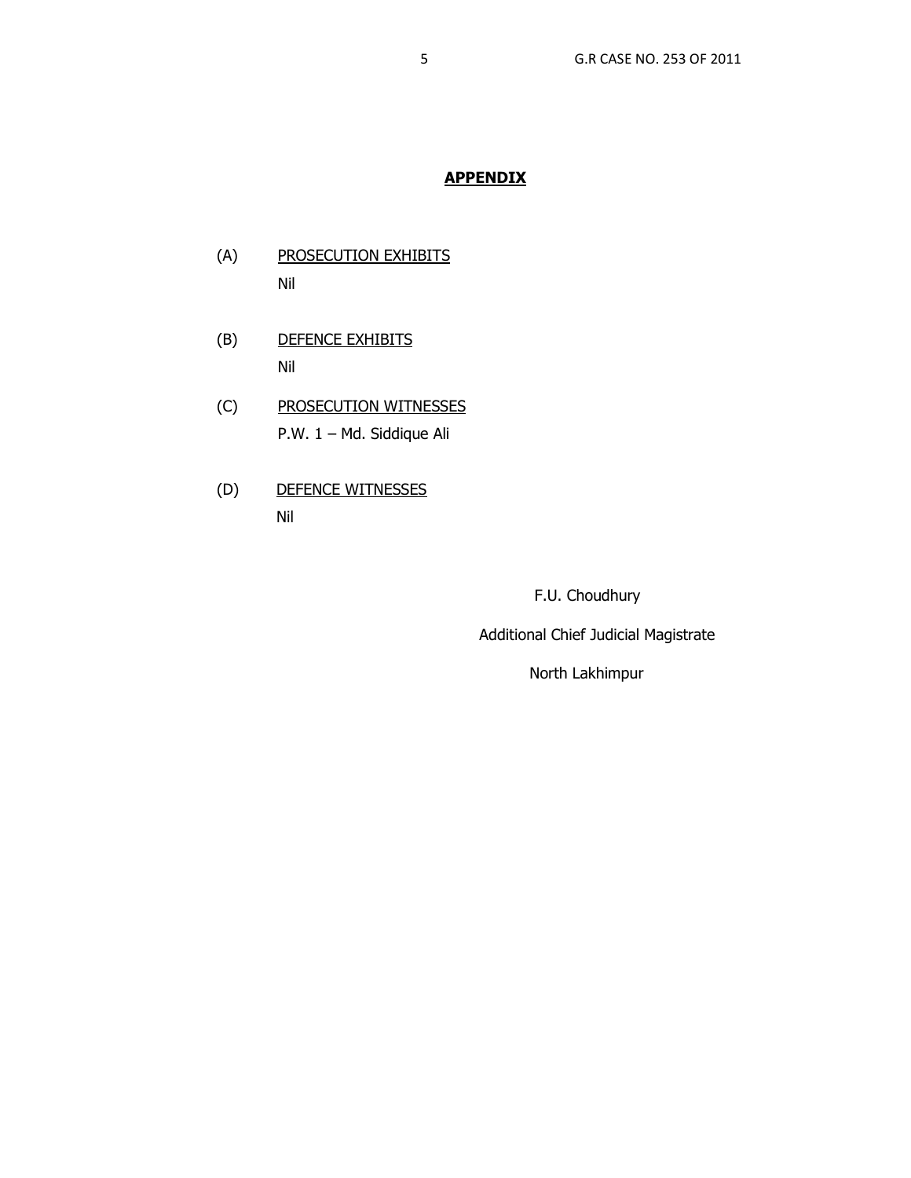## APPENDIX

(A) PROSECUTION EXHIBITS

Nil

(B) DEFENCE EXHIBITS

Nil

(C) PROSECUTION WITNESSES

P.W. 1 – Md. Siddique Ali

(D) DEFENCE WITNESSES

Nil

F.U. Choudhury

Additional Chief Judicial Magistrate

North Lakhimpur